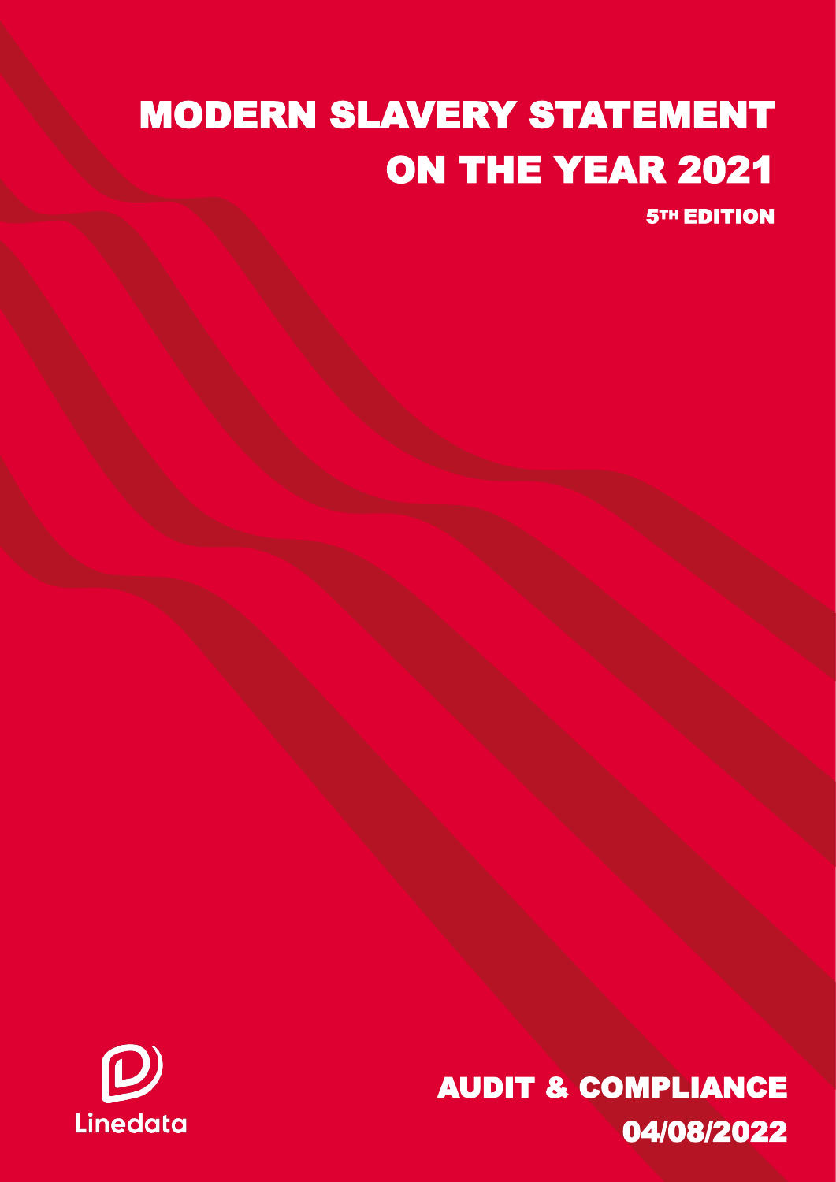# MODERN SLAVERY STATEMENT ON THE YEAR 2021

**5TH EDITION**

Linedata

**AUDIT & COMPLIANCE**

**04/08/2022**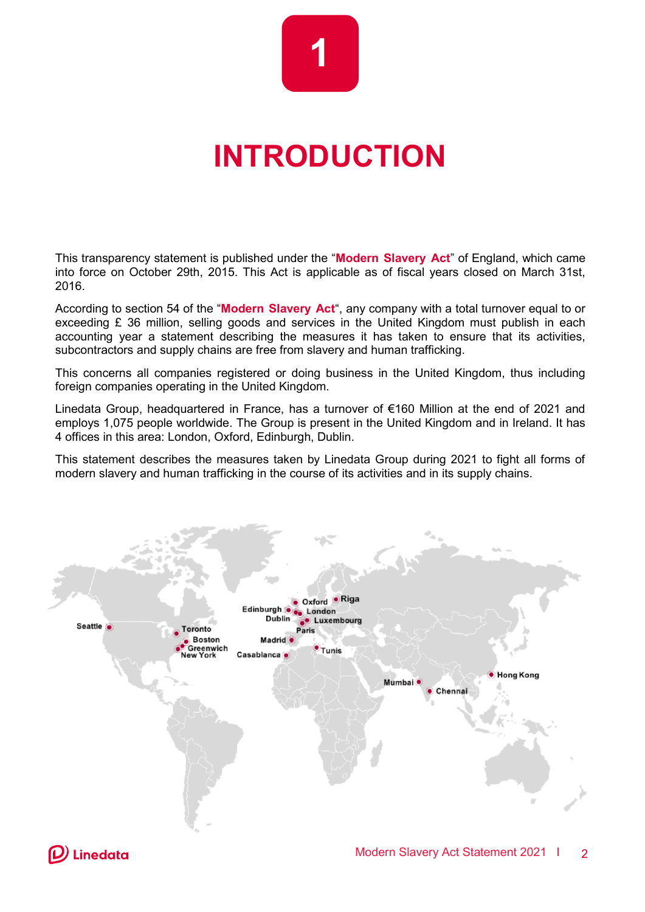1

# INTRODUCTION

This transparency statement is published under the "**Modern Slavery Act**" of England, which came into force on October 29th, 2015. This Act is applicable as of fiscal years closed on March 31st, 2016.

According to section 54 of the "**Modern Slavery Act**", any company with a total turnover equal to or exceeding £ 36 million, selling goods and services in the United Kingdom must publish in each accounting year a statement describing the measures it has taken to ensure that its activities, subcontractors and supply chains are free from slavery and human trafficking.

This concerns all companies registered or doing business in the United Kingdom, thus including foreign companies operating in the United Kingdom.

Linedata Group, headquartered in France, has a turnover of €160 Million at the end of 2021 and employs 1,075 people worldwide. The Group is present in the United Kingdom and in Ireland. It has 4 offices in this area: London, Oxford, Edinburgh, Dublin.

This statement describes the measures taken by Linedata Group during 2021 to fight all forms of modern slavery and human trafficking in the course of its activities and in its supply chains.

Seattle, Toronto, Boston, Greenwich, New York, Edinburgh, Dublin, Oxford, London, Riga, Luxembourg, Paris, Madrid, Casablanca, Tunis, Mumbai, Chennai, Hong Kong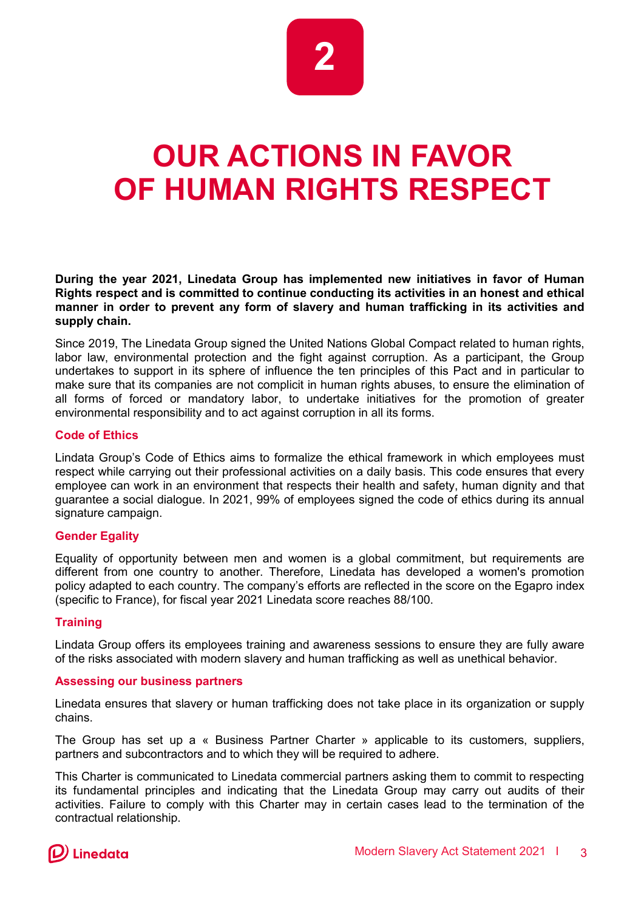2

# OUR ACTIONS IN FAVOR OF HUMAN RIGHTS RESPECT

**During the year 2021, Linedata Group has implemented new initiatives in favor of Human Rights respect and is committed to continue conducting its activities in an honest and ethical manner in order to prevent any form of slavery and human trafficking in its activities and supply chain.**

Since 2019, The Linedata Group signed the United Nations Global Compact related to human rights, labor law, environmental protection and the fight against corruption. As a participant, the Group undertakes to support in its sphere of influence the ten principles of this Pact and in particular to make sure that its companies are not complicit in human rights abuses, to ensure the elimination of all forms of forced or mandatory labor, to undertake initiatives for the promotion of greater environmental responsibility and to act against corruption in all its forms.

### Code of Ethics

Lindata Group's Code of Ethics aims to formalize the ethical framework in which employees must respect while carrying out their professional activities on a daily basis. This code ensures that every employee can work in an environment that respects their health and safety, human dignity and that guarantee a social dialogue. In 2021, 99% of employees signed the code of ethics during its annual signature campaign.

### Gender Egality

Equality of opportunity between men and women is a global commitment, but requirements are different from one country to another. Therefore, Linedata has developed a women's promotion policy adapted to each country. The company's efforts are reflected in the score on the Egapro index (specific to France), for fiscal year 2021 Linedata score reaches 88/100.

### Training

Lindata Group offers its employees training and awareness sessions to ensure they are fully aware of the risks associated with modern slavery and human trafficking as well as unethical behavior.

### Assessing our business partners

Linedata ensures that slavery or human trafficking does not take place in its organization or supply chains.

The Group has set up a « Business Partner Charter » applicable to its customers, suppliers, partners and subcontractors and to which they will be required to adhere.

This Charter is communicated to Linedata commercial partners asking them to commit to respecting its fundamental principles and indicating that the Linedata Group may carry out audits of their activities. Failure to comply with this Charter may in certain cases lead to the termination of the contractual relationship.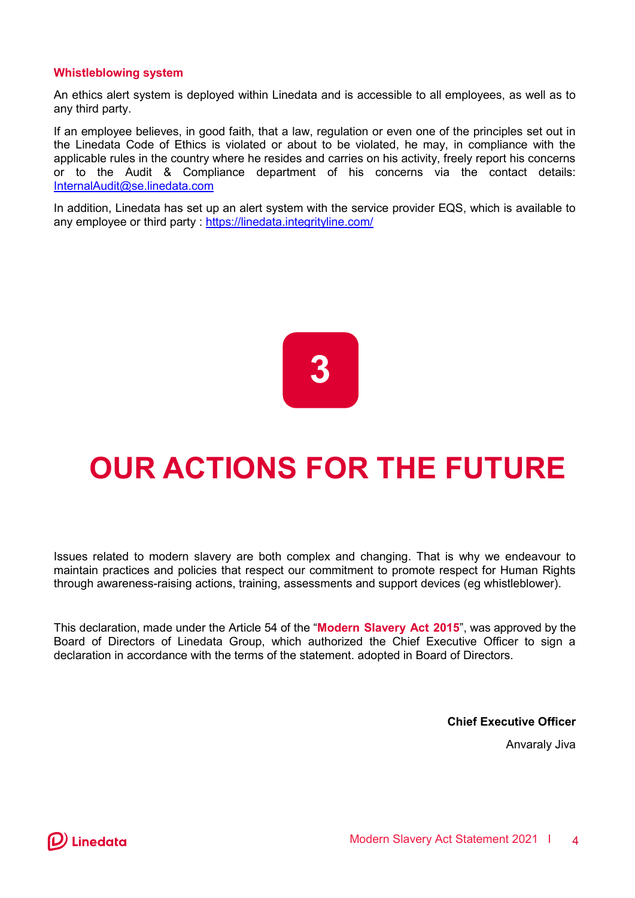**Whistleblowing system**

An ethics alert system is deployed within Linedata and is accessible to all employees, as well as to any third party.

If an employee believes, in good faith, that a law, regulation or even one of the principles set out in the Linedata Code of Ethics is violated or about to be violated, he may, in compliance with the applicable rules in the country where he resides and carries on his activity, freely report his concerns or to the Audit & Compliance department of his concerns via the contact details: InternalAudit@se.linedata.com

In addition, Linedata has set up an alert system with the service provider EQS, which is available to any employee or third party : https://linedata.integrityline.com/

# 3

# OUR ACTIONS FOR THE FUTURE

Issues related to modern slavery are both complex and changing. That is why we endeavour to maintain practices and policies that respect our commitment to promote respect for Human Rights through awareness-raising actions, training, assessments and support devices (eg whistleblower).

This declaration, made under the Article 54 of the "**Modern Slavery Act 2015**", was approved by the Board of Directors of Linedata Group, which authorized the Chief Executive Officer to sign a declaration in accordance with the terms of the statement. adopted in Board of Directors.

**Chief Executive Officer**

Anvaraly Jiva